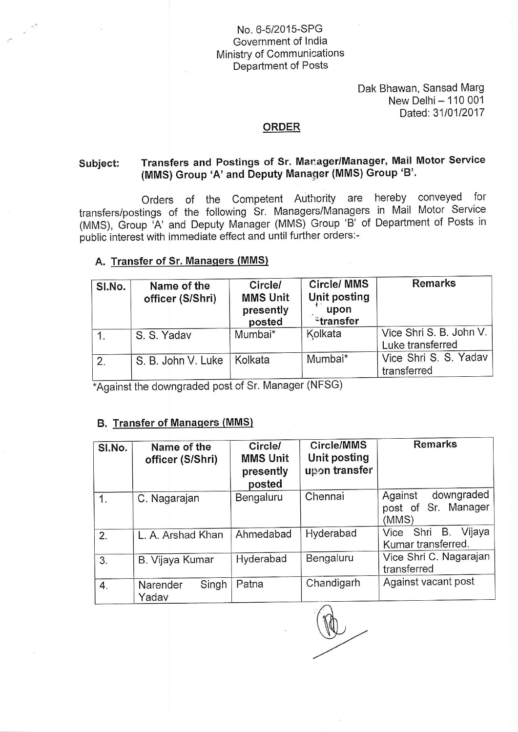No. 6-5/2015-SPG
Government of India
Ministry of Communications
Department of Posts

Dak Bhawan, Sansad Marg
New Delhi – 110 001
Dated: 31/01/2017

## ORDER

**Subject: Transfers and Postings of Sr. Manager/Manager, Mail Motor Service (MMS) Group 'A' and Deputy Manager (MMS) Group 'B'.**

Orders of the Competent Authority are hereby conveyed for transfers/postings of the following Sr. Managers/Managers in Mail Motor Service (MMS), Group 'A' and Deputy Manager (MMS) Group 'B' of Department of Posts in public interest with immediate effect and until further orders:-

### A. Transfer of Sr. Managers (MMS)

| Sl.No. | Name of the officer (S/Shri) | Circle/ MMS Unit presently posted | Circle/ MMS Unit posting upon transfer | Remarks |
|---|---|---|---|---|
| 1. | S. S. Yadav | Mumbai* | Kolkata | Vice Shri S. B. John V. Luke transferred |
| 2. | S. B. John V. Luke | Kolkata | Mumbai* | Vice Shri S. S. Yadav transferred |

*Against the downgraded post of Sr. Manager (NFSG)

### B. Transfer of Managers (MMS)

| Sl.No. | Name of the officer (S/Shri) | Circle/ MMS Unit presently posted | Circle/MMS Unit posting upon transfer | Remarks |
|---|---|---|---|---|
| 1. | C. Nagarajan | Bengaluru | Chennai | Against downgraded post of Sr. Manager (MMS) |
| 2. | L. A. Arshad Khan | Ahmedabad | Hyderabad | Vice Shri B. Vijaya Kumar transferred. |
| 3. | B. Vijaya Kumar | Hyderabad | Bengaluru | Vice Shri C. Nagarajan transferred |
| 4. | Narender Singh Yadav | Patna | Chandigarh | Against vacant post |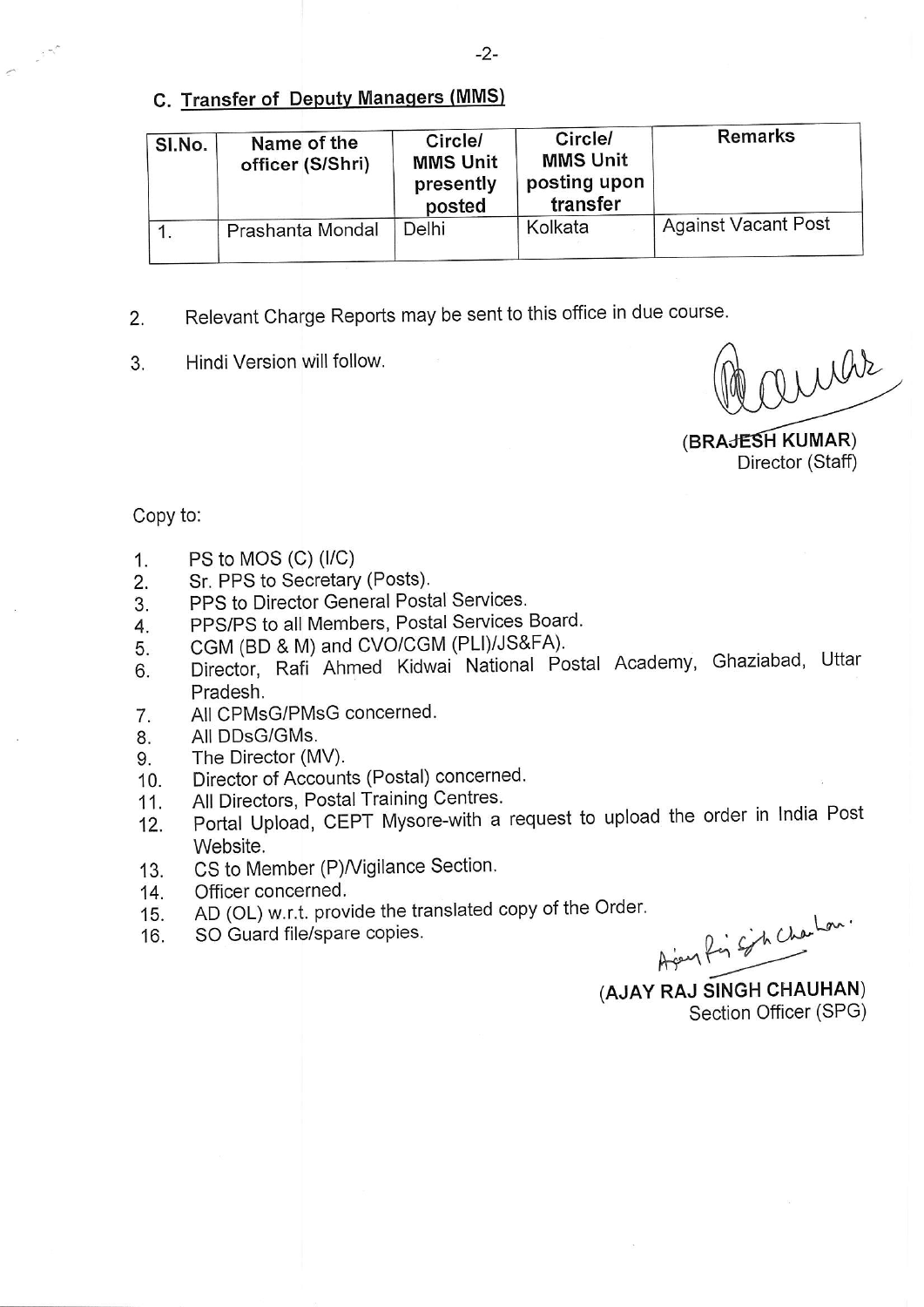## C. Transfer of Deputy Managers (MMS)

| Sl.No. | Name of the officer (S/Shri) | Circle/ MMS Unit presently posted | Circle/ MMS Unit posting upon transfer | Remarks |
|---|---|---|---|---|
| 1. | Prashanta Mondal | Delhi | Kolkata | Against Vacant Post |

2. Relevant Charge Reports may be sent to this office in due course.

3. Hindi Version will follow.

(BRAJESH KUMAR)
Director (Staff)

Copy to:

1. PS to MOS (C) (I/C)
2. Sr. PPS to Secretary (Posts).
3. PPS to Director General Postal Services.
4. PPS/PS to all Members, Postal Services Board.
5. CGM (BD & M) and CVO/CGM (PLI)/JS&FA).
6. Director, Rafi Ahmed Kidwai National Postal Academy, Ghaziabad, Uttar Pradesh.
7. All CPMsG/PMsG concerned.
8. All DDsG/GMs.
9. The Director (MV).
10. Director of Accounts (Postal) concerned.
11. All Directors, Postal Training Centres.
12. Portal Upload, CEPT Mysore-with a request to upload the order in India Post Website.
13. CS to Member (P)/Vigilance Section.
14. Officer concerned.
15. AD (OL) w.r.t. provide the translated copy of the Order.
16. SO Guard file/spare copies.

(AJAY RAJ SINGH CHAUHAN)
Section Officer (SPG)